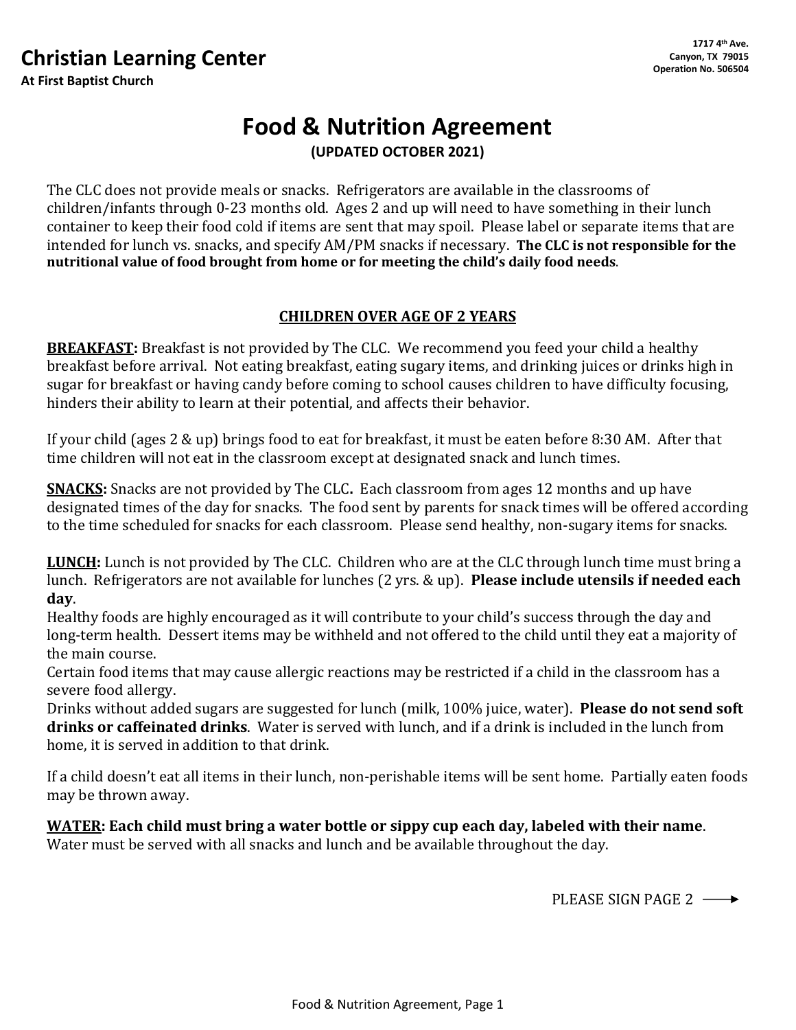## Christian Learning Center

**At First Baptist Church**

**1717 4th Ave.**
**Canyon, TX 79015**
**Operation No. 506504**

# Food & Nutrition Agreement

**(UPDATED OCTOBER 2021)**

The CLC does not provide meals or snacks. Refrigerators are available in the classrooms of children/infants through 0-23 months old. Ages 2 and up will need to have something in their lunch container to keep their food cold if items are sent that may spoil. Please label or separate items that are intended for lunch vs. snacks, and specify AM/PM snacks if necessary. **The CLC is not responsible for the nutritional value of food brought from home or for meeting the child's daily food needs**.

## CHILDREN OVER AGE OF 2 YEARS

**BREAKFAST:** Breakfast is not provided by The CLC. We recommend you feed your child a healthy breakfast before arrival. Not eating breakfast, eating sugary items, and drinking juices or drinks high in sugar for breakfast or having candy before coming to school causes children to have difficulty focusing, hinders their ability to learn at their potential, and affects their behavior.

If your child (ages 2 & up) brings food to eat for breakfast, it must be eaten before 8:30 AM. After that time children will not eat in the classroom except at designated snack and lunch times.

**SNACKS:** Snacks are not provided by The CLC**.** Each classroom from ages 12 months and up have designated times of the day for snacks. The food sent by parents for snack times will be offered according to the time scheduled for snacks for each classroom. Please send healthy, non-sugary items for snacks.

**LUNCH:** Lunch is not provided by The CLC. Children who are at the CLC through lunch time must bring a lunch. Refrigerators are not available for lunches (2 yrs. & up). **Please include utensils if needed each day**.

Healthy foods are highly encouraged as it will contribute to your child's success through the day and long-term health. Dessert items may be withheld and not offered to the child until they eat a majority of the main course.

Certain food items that may cause allergic reactions may be restricted if a child in the classroom has a severe food allergy.

Drinks without added sugars are suggested for lunch (milk, 100% juice, water). **Please do not send soft drinks or caffeinated drinks**. Water is served with lunch, and if a drink is included in the lunch from home, it is served in addition to that drink.

If a child doesn't eat all items in their lunch, non-perishable items will be sent home. Partially eaten foods may be thrown away.

**WATER: Each child must bring a water bottle or sippy cup each day, labeled with their name**. Water must be served with all snacks and lunch and be available throughout the day.

PLEASE SIGN PAGE 2 ⟶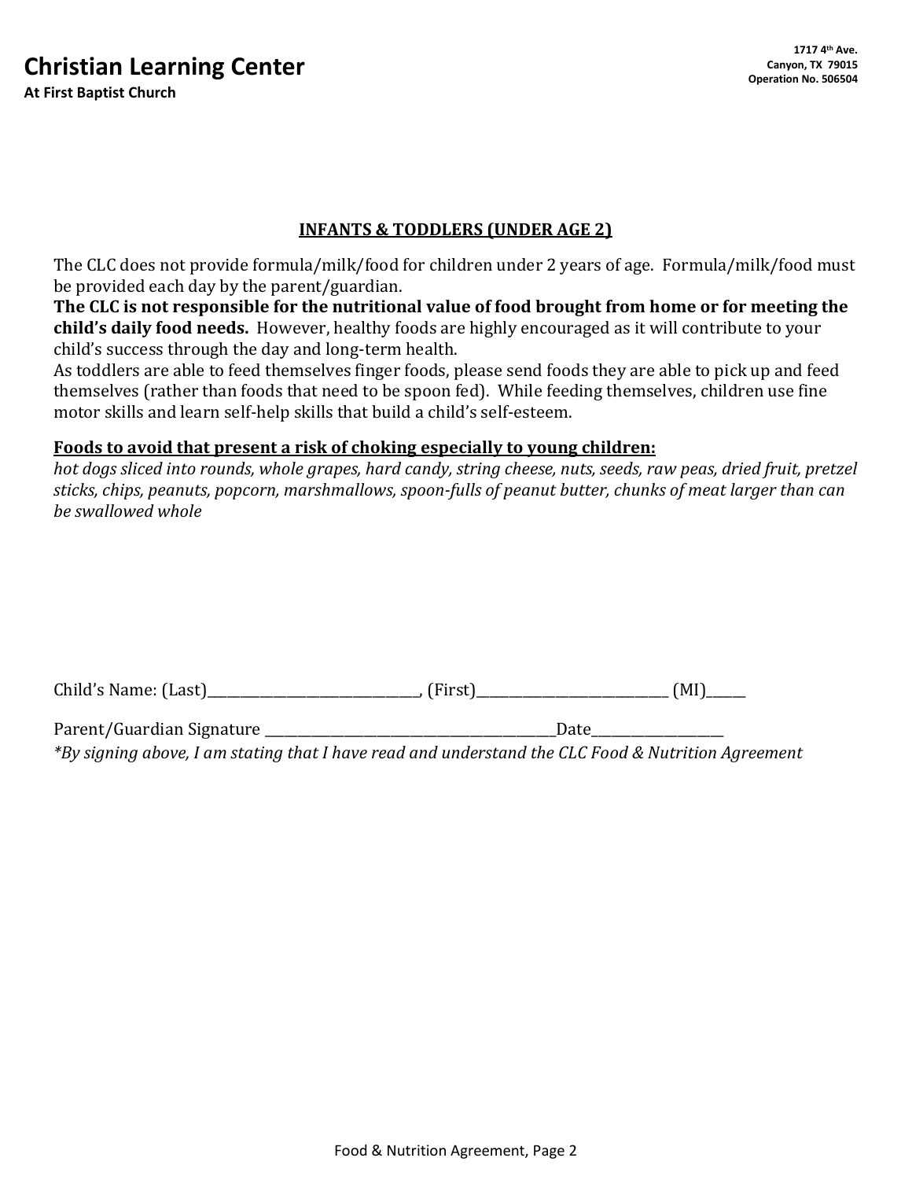# Christian Learning Center

**At First Baptist Church**

**1717 4th Ave.**
**Canyon, TX 79015**
**Operation No. 506504**

## INFANTS & TODDLERS (UNDER AGE 2)

The CLC does not provide formula/milk/food for children under 2 years of age. Formula/milk/food must be provided each day by the parent/guardian.
**The CLC is not responsible for the nutritional value of food brought from home or for meeting the child's daily food needs.** However, healthy foods are highly encouraged as it will contribute to your child's success through the day and long-term health.
As toddlers are able to feed themselves finger foods, please send foods they are able to pick up and feed themselves (rather than foods that need to be spoon fed). While feeding themselves, children use fine motor skills and learn self-help skills that build a child's self-esteem.

**Foods to avoid that present a risk of choking especially to young children:**
*hot dogs sliced into rounds, whole grapes, hard candy, string cheese, nuts, seeds, raw peas, dried fruit, pretzel sticks, chips, peanuts, popcorn, marshmallows, spoon-fulls of peanut butter, chunks of meat larger than can be swallowed whole*

Child's Name: (Last)________________________________, (First)____________________________ (MI)______

Parent/Guardian Signature ___________________________________________Date___________________
*\*By signing above, I am stating that I have read and understand the CLC Food & Nutrition Agreement*